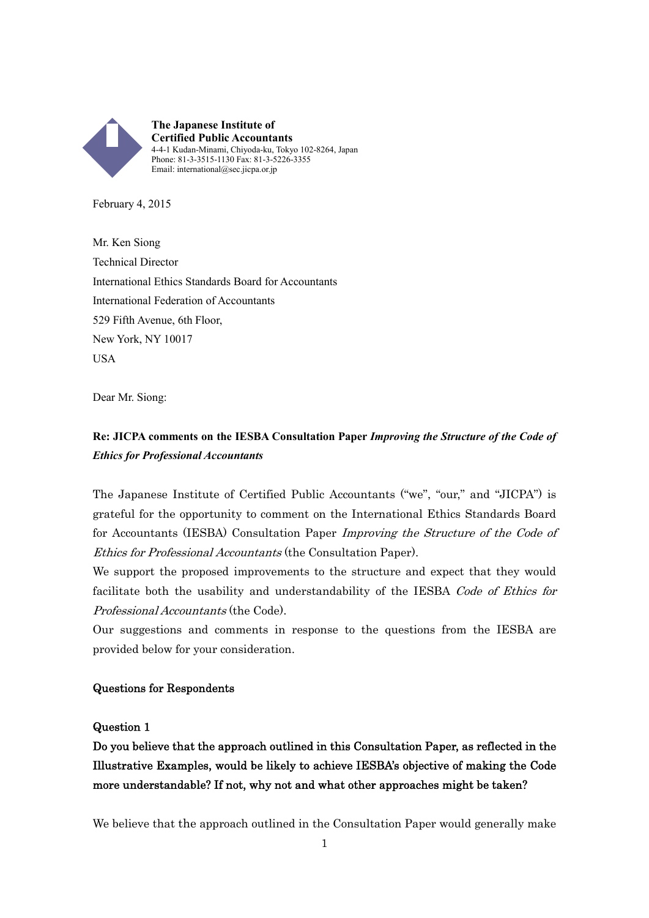**The Japanese Institute of Certified Public Accountants**
4-4-1 Kudan-Minami, Chiyoda-ku, Tokyo 102-8264, Japan
Phone: 81-3-3515-1130 Fax: 81-3-5226-3355
Email: international@sec.jicpa.or.jp

February 4, 2015

Mr. Ken Siong
Technical Director
International Ethics Standards Board for Accountants
International Federation of Accountants
529 Fifth Avenue, 6th Floor,
New York, NY 10017
USA

Dear Mr. Siong:

**Re: JICPA comments on the IESBA Consultation Paper *Improving the Structure of the Code of Ethics for Professional Accountants***

The Japanese Institute of Certified Public Accountants ("we", "our," and "JICPA") is grateful for the opportunity to comment on the International Ethics Standards Board for Accountants (IESBA) Consultation Paper *Improving the Structure of the Code of Ethics for Professional Accountants* (the Consultation Paper).

We support the proposed improvements to the structure and expect that they would facilitate both the usability and understandability of the IESBA *Code of Ethics for Professional Accountants* (the Code).

Our suggestions and comments in response to the questions from the IESBA are provided below for your consideration.

**Questions for Respondents**

**Question 1**

**Do you believe that the approach outlined in this Consultation Paper, as reflected in the Illustrative Examples, would be likely to achieve IESBA's objective of making the Code more understandable? If not, why not and what other approaches might be taken?**

We believe that the approach outlined in the Consultation Paper would generally make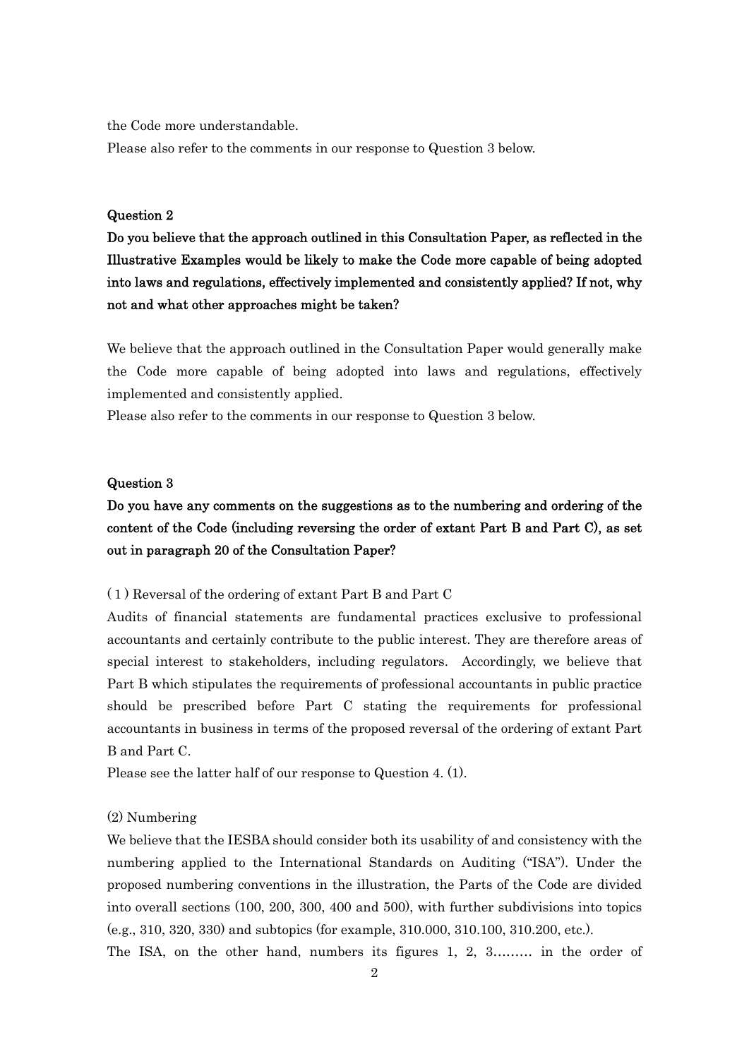the Code more understandable.

Please also refer to the comments in our response to Question 3 below.

**Question 2**

**Do you believe that the approach outlined in this Consultation Paper, as reflected in the Illustrative Examples would be likely to make the Code more capable of being adopted into laws and regulations, effectively implemented and consistently applied? If not, why not and what other approaches might be taken?**

We believe that the approach outlined in the Consultation Paper would generally make the Code more capable of being adopted into laws and regulations, effectively implemented and consistently applied.

Please also refer to the comments in our response to Question 3 below.

**Question 3**

**Do you have any comments on the suggestions as to the numbering and ordering of the content of the Code (including reversing the order of extant Part B and Part C), as set out in paragraph 20 of the Consultation Paper?**

( 1 ) Reversal of the ordering of extant Part B and Part C

Audits of financial statements are fundamental practices exclusive to professional accountants and certainly contribute to the public interest. They are therefore areas of special interest to stakeholders, including regulators. Accordingly, we believe that Part B which stipulates the requirements of professional accountants in public practice should be prescribed before Part C stating the requirements for professional accountants in business in terms of the proposed reversal of the ordering of extant Part B and Part C.

Please see the latter half of our response to Question 4. (1).

(2) Numbering

We believe that the IESBA should consider both its usability of and consistency with the numbering applied to the International Standards on Auditing ("ISA"). Under the proposed numbering conventions in the illustration, the Parts of the Code are divided into overall sections (100, 200, 300, 400 and 500), with further subdivisions into topics (e.g., 310, 320, 330) and subtopics (for example, 310.000, 310.100, 310.200, etc.).

The ISA, on the other hand, numbers its figures 1, 2, 3……… in the order of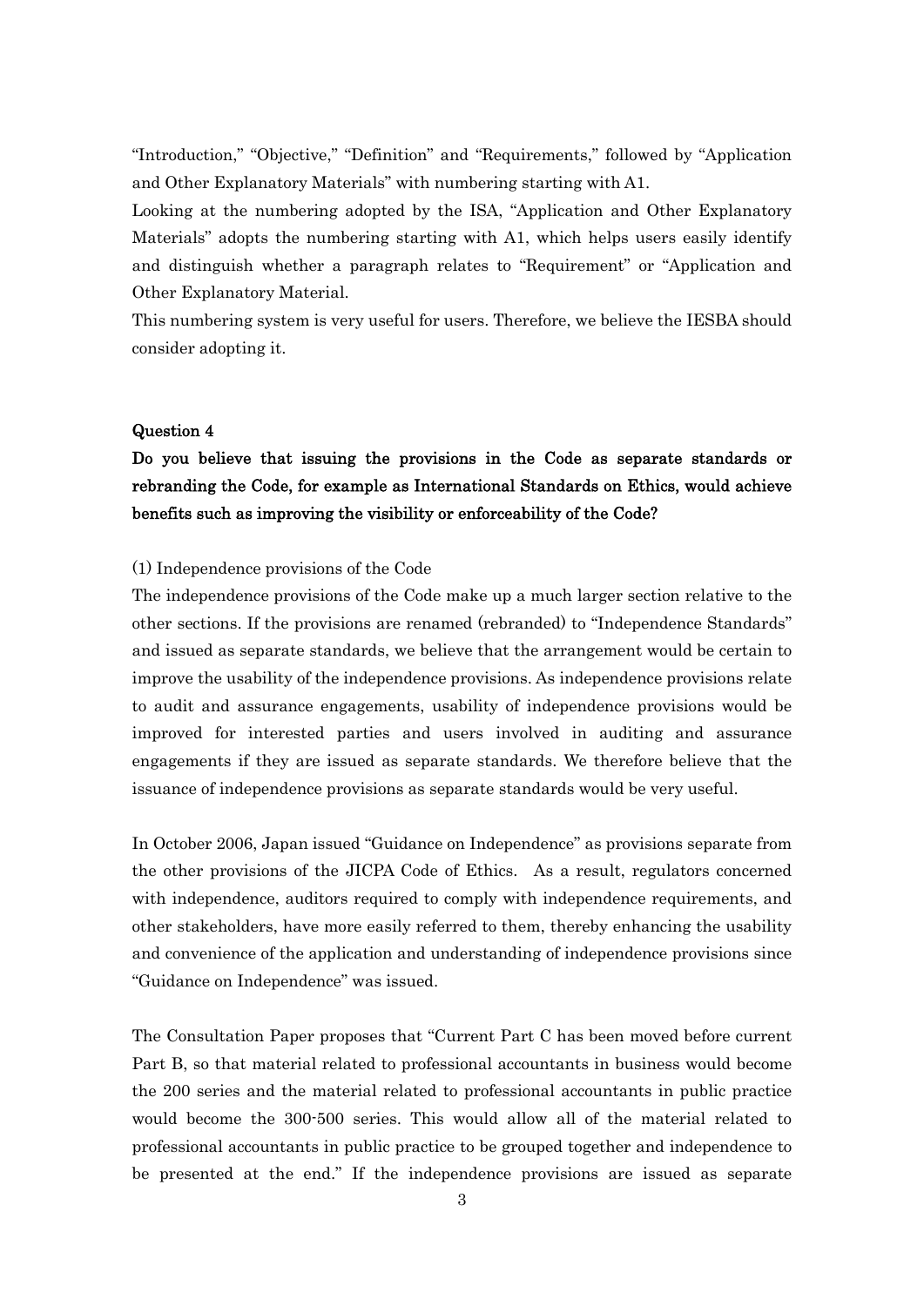"Introduction," "Objective," "Definition" and "Requirements," followed by "Application and Other Explanatory Materials" with numbering starting with A1.

Looking at the numbering adopted by the ISA, "Application and Other Explanatory Materials" adopts the numbering starting with A1, which helps users easily identify and distinguish whether a paragraph relates to "Requirement" or "Application and Other Explanatory Material.

This numbering system is very useful for users. Therefore, we believe the IESBA should consider adopting it.

#### Question 4

**Do you believe that issuing the provisions in the Code as separate standards or rebranding the Code, for example as International Standards on Ethics, would achieve benefits such as improving the visibility or enforceability of the Code?**

(1) Independence provisions of the Code

The independence provisions of the Code make up a much larger section relative to the other sections. If the provisions are renamed (rebranded) to "Independence Standards" and issued as separate standards, we believe that the arrangement would be certain to improve the usability of the independence provisions. As independence provisions relate to audit and assurance engagements, usability of independence provisions would be improved for interested parties and users involved in auditing and assurance engagements if they are issued as separate standards. We therefore believe that the issuance of independence provisions as separate standards would be very useful.

In October 2006, Japan issued "Guidance on Independence" as provisions separate from the other provisions of the JICPA Code of Ethics. As a result, regulators concerned with independence, auditors required to comply with independence requirements, and other stakeholders, have more easily referred to them, thereby enhancing the usability and convenience of the application and understanding of independence provisions since "Guidance on Independence" was issued.

The Consultation Paper proposes that "Current Part C has been moved before current Part B, so that material related to professional accountants in business would become the 200 series and the material related to professional accountants in public practice would become the 300-500 series. This would allow all of the material related to professional accountants in public practice to be grouped together and independence to be presented at the end." If the independence provisions are issued as separate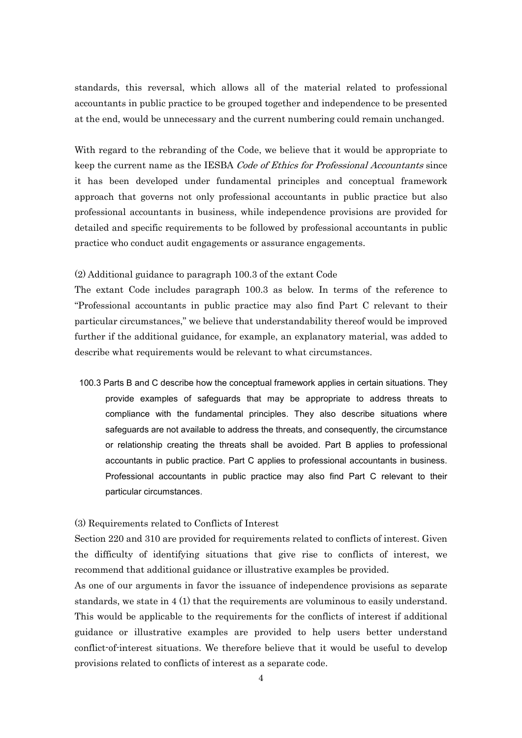standards, this reversal, which allows all of the material related to professional accountants in public practice to be grouped together and independence to be presented at the end, would be unnecessary and the current numbering could remain unchanged.

With regard to the rebranding of the Code, we believe that it would be appropriate to keep the current name as the IESBA *Code of Ethics for Professional Accountants* since it has been developed under fundamental principles and conceptual framework approach that governs not only professional accountants in public practice but also professional accountants in business, while independence provisions are provided for detailed and specific requirements to be followed by professional accountants in public practice who conduct audit engagements or assurance engagements.

(2) Additional guidance to paragraph 100.3 of the extant Code

The extant Code includes paragraph 100.3 as below. In terms of the reference to "Professional accountants in public practice may also find Part C relevant to their particular circumstances," we believe that understandability thereof would be improved further if the additional guidance, for example, an explanatory material, was added to describe what requirements would be relevant to what circumstances.

> 100.3 Parts B and C describe how the conceptual framework applies in certain situations. They provide examples of safeguards that may be appropriate to address threats to compliance with the fundamental principles. They also describe situations where safeguards are not available to address the threats, and consequently, the circumstance or relationship creating the threats shall be avoided. Part B applies to professional accountants in public practice. Part C applies to professional accountants in business. Professional accountants in public practice may also find Part C relevant to their particular circumstances.

(3) Requirements related to Conflicts of Interest

Section 220 and 310 are provided for requirements related to conflicts of interest. Given the difficulty of identifying situations that give rise to conflicts of interest, we recommend that additional guidance or illustrative examples be provided.

As one of our arguments in favor the issuance of independence provisions as separate standards, we state in 4 (1) that the requirements are voluminous to easily understand. This would be applicable to the requirements for the conflicts of interest if additional guidance or illustrative examples are provided to help users better understand conflict-of-interest situations. We therefore believe that it would be useful to develop provisions related to conflicts of interest as a separate code.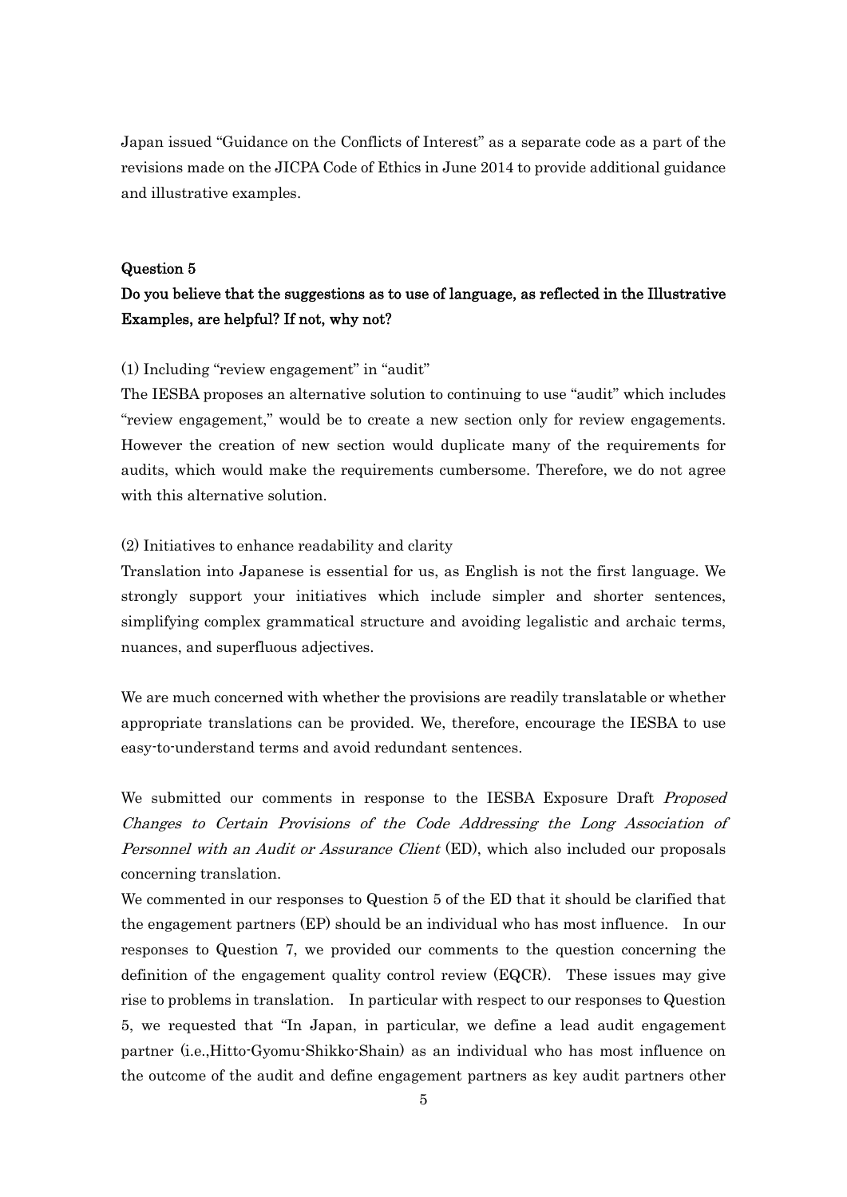Japan issued "Guidance on the Conflicts of Interest" as a separate code as a part of the revisions made on the JICPA Code of Ethics in June 2014 to provide additional guidance and illustrative examples.

### Question 5

**Do you believe that the suggestions as to use of language, as reflected in the Illustrative Examples, are helpful? If not, why not?**

(1) Including "review engagement" in "audit"

The IESBA proposes an alternative solution to continuing to use "audit" which includes "review engagement," would be to create a new section only for review engagements. However the creation of new section would duplicate many of the requirements for audits, which would make the requirements cumbersome. Therefore, we do not agree with this alternative solution.

(2) Initiatives to enhance readability and clarity

Translation into Japanese is essential for us, as English is not the first language. We strongly support your initiatives which include simpler and shorter sentences, simplifying complex grammatical structure and avoiding legalistic and archaic terms, nuances, and superfluous adjectives.

We are much concerned with whether the provisions are readily translatable or whether appropriate translations can be provided. We, therefore, encourage the IESBA to use easy-to-understand terms and avoid redundant sentences.

We submitted our comments in response to the IESBA Exposure Draft *Proposed Changes to Certain Provisions of the Code Addressing the Long Association of Personnel with an Audit or Assurance Client* (ED), which also included our proposals concerning translation.

We commented in our responses to Question 5 of the ED that it should be clarified that the engagement partners (EP) should be an individual who has most influence. In our responses to Question 7, we provided our comments to the question concerning the definition of the engagement quality control review (EQCR). These issues may give rise to problems in translation. In particular with respect to our responses to Question 5, we requested that "In Japan, in particular, we define a lead audit engagement partner (i.e.,Hitto-Gyomu-Shikko-Shain) as an individual who has most influence on the outcome of the audit and define engagement partners as key audit partners other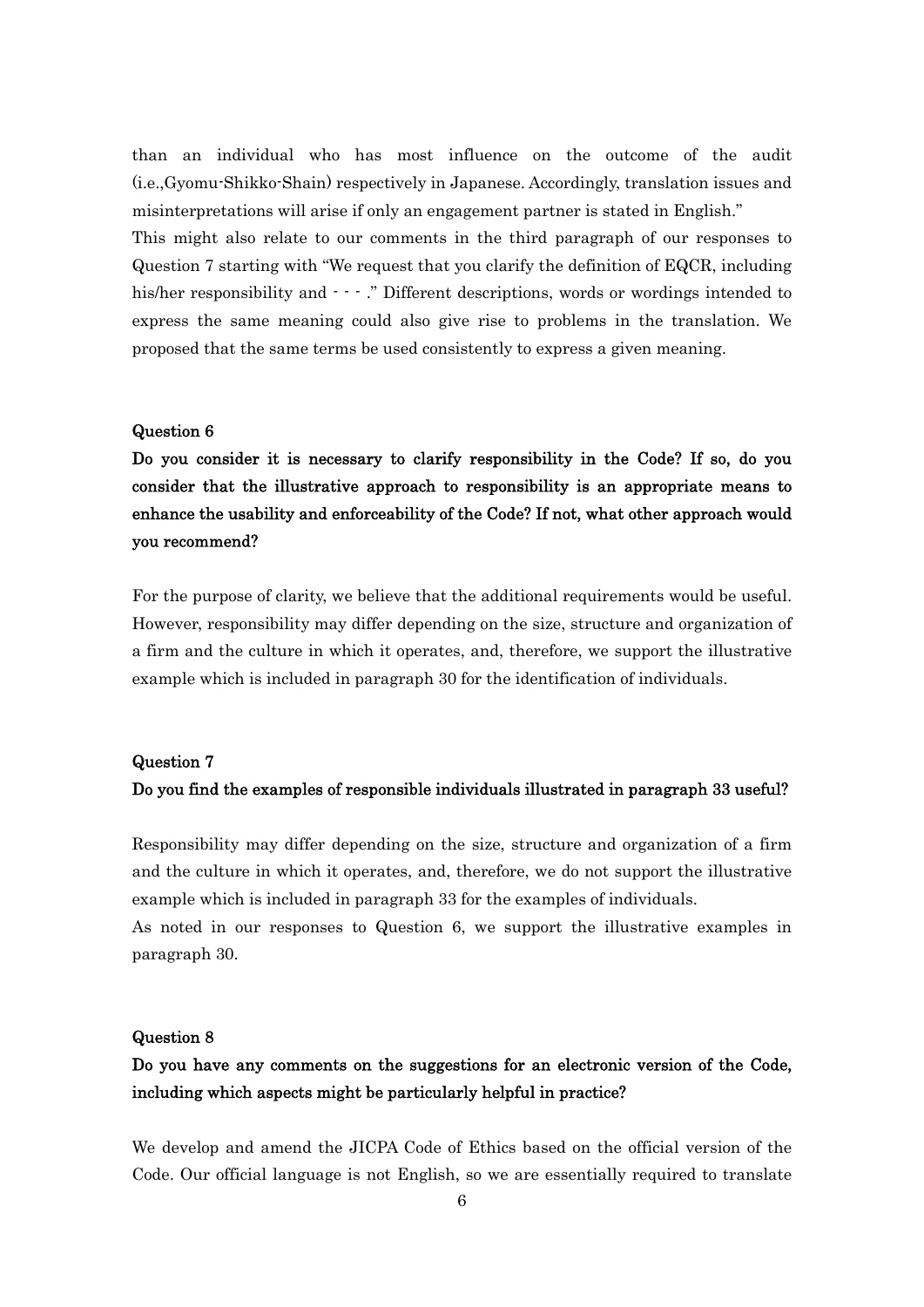than an individual who has most influence on the outcome of the audit (i.e.,Gyomu-Shikko-Shain) respectively in Japanese. Accordingly, translation issues and misinterpretations will arise if only an engagement partner is stated in English."

This might also relate to our comments in the third paragraph of our responses to Question 7 starting with "We request that you clarify the definition of EQCR, including his/her responsibility and ・・・." Different descriptions, words or wordings intended to express the same meaning could also give rise to problems in the translation. We proposed that the same terms be used consistently to express a given meaning.

### Question 6

**Do you consider it is necessary to clarify responsibility in the Code? If so, do you consider that the illustrative approach to responsibility is an appropriate means to enhance the usability and enforceability of the Code? If not, what other approach would you recommend?**

For the purpose of clarity, we believe that the additional requirements would be useful. However, responsibility may differ depending on the size, structure and organization of a firm and the culture in which it operates, and, therefore, we support the illustrative example which is included in paragraph 30 for the identification of individuals.

### Question 7

**Do you find the examples of responsible individuals illustrated in paragraph 33 useful?**

Responsibility may differ depending on the size, structure and organization of a firm and the culture in which it operates, and, therefore, we do not support the illustrative example which is included in paragraph 33 for the examples of individuals.

As noted in our responses to Question 6, we support the illustrative examples in paragraph 30.

### Question 8

**Do you have any comments on the suggestions for an electronic version of the Code, including which aspects might be particularly helpful in practice?**

We develop and amend the JICPA Code of Ethics based on the official version of the Code. Our official language is not English, so we are essentially required to translate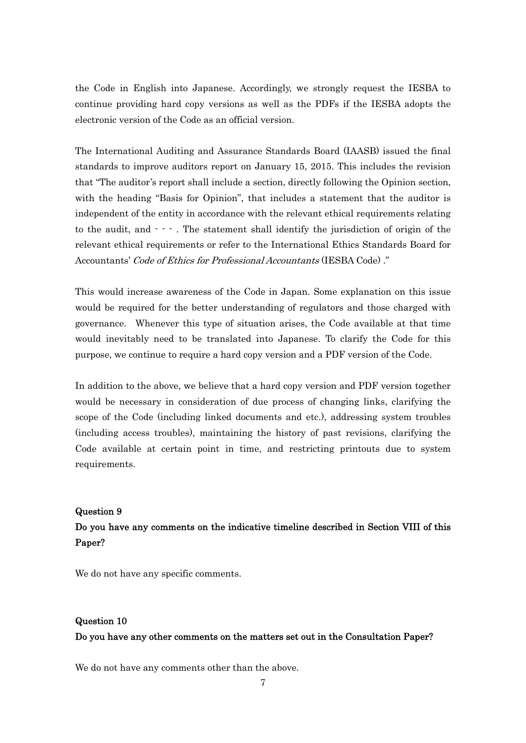the Code in English into Japanese. Accordingly, we strongly request the IESBA to continue providing hard copy versions as well as the PDFs if the IESBA adopts the electronic version of the Code as an official version.

The International Auditing and Assurance Standards Board (IAASB) issued the final standards to improve auditors report on January 15, 2015. This includes the revision that "The auditor's report shall include a section, directly following the Opinion section, with the heading "Basis for Opinion", that includes a statement that the auditor is independent of the entity in accordance with the relevant ethical requirements relating to the audit, and - - - . The statement shall identify the jurisdiction of origin of the relevant ethical requirements or refer to the International Ethics Standards Board for Accountants' *Code of Ethics for Professional Accountants* (IESBA Code) ."

This would increase awareness of the Code in Japan. Some explanation on this issue would be required for the better understanding of regulators and those charged with governance. Whenever this type of situation arises, the Code available at that time would inevitably need to be translated into Japanese. To clarify the Code for this purpose, we continue to require a hard copy version and a PDF version of the Code.

In addition to the above, we believe that a hard copy version and PDF version together would be necessary in consideration of due process of changing links, clarifying the scope of the Code (including linked documents and etc.), addressing system troubles (including access troubles), maintaining the history of past revisions, clarifying the Code available at certain point in time, and restricting printouts due to system requirements.

**Question 9**

**Do you have any comments on the indicative timeline described in Section VIII of this Paper?**

We do not have any specific comments.

**Question 10**

**Do you have any other comments on the matters set out in the Consultation Paper?**

We do not have any comments other than the above.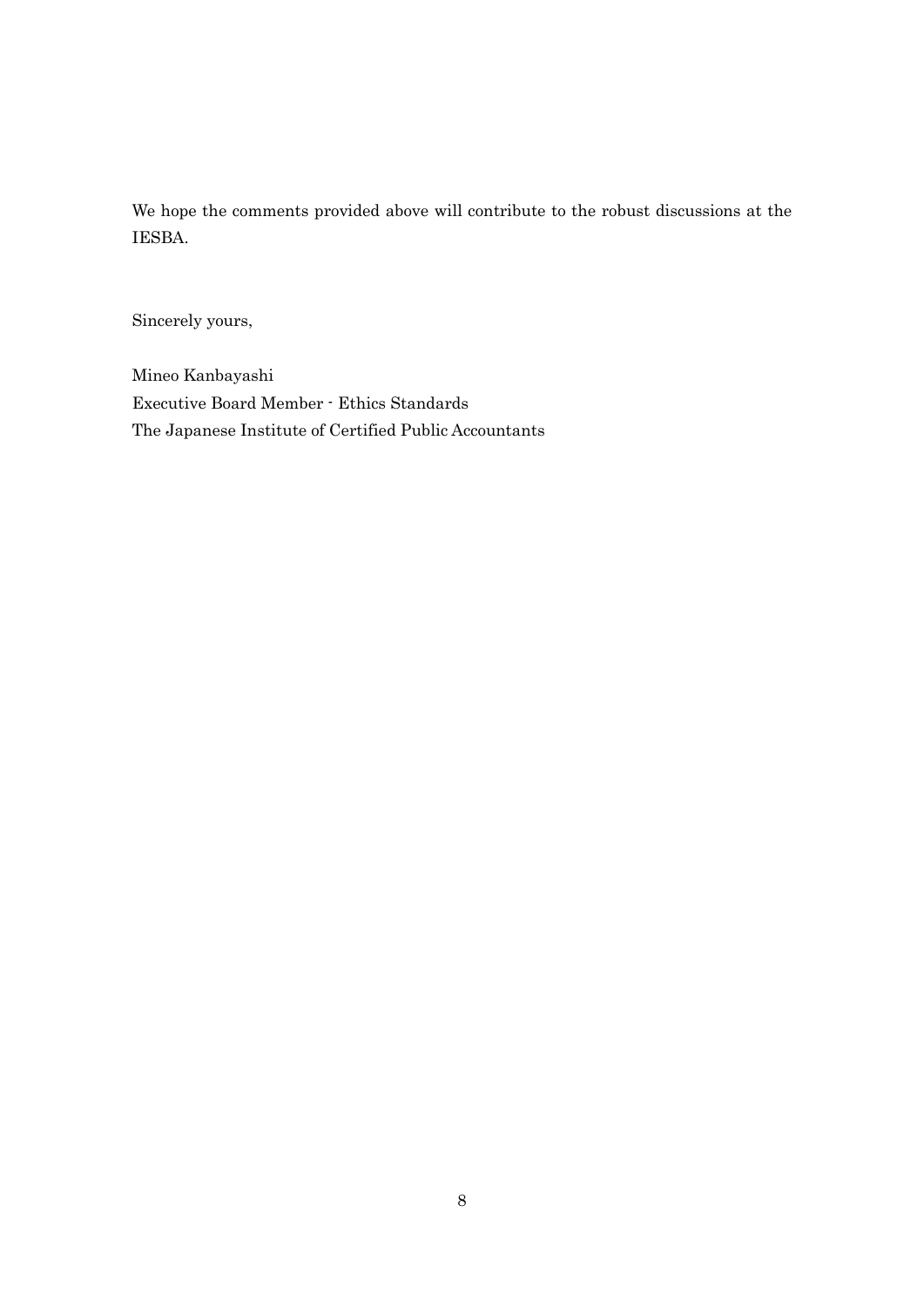We hope the comments provided above will contribute to the robust discussions at the IESBA.

Sincerely yours,

Mineo Kanbayashi  
Executive Board Member - Ethics Standards  
The Japanese Institute of Certified Public Accountants